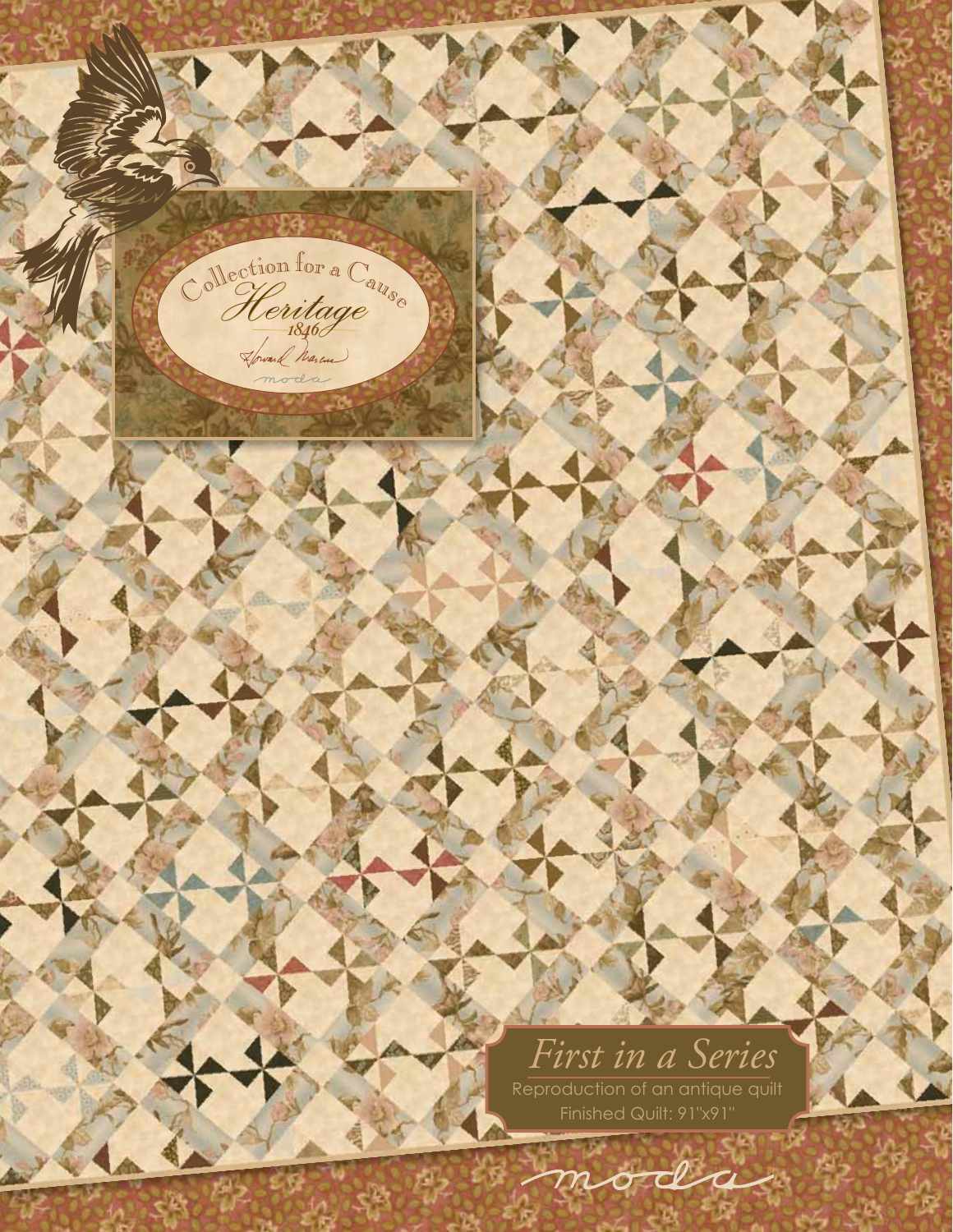Collection for a Cause

# Heritage

1846

Howard Marcus

moda

## *First in a Series*

Reproduction of an antique quilt

Finished Quilt: 91"x91"

moda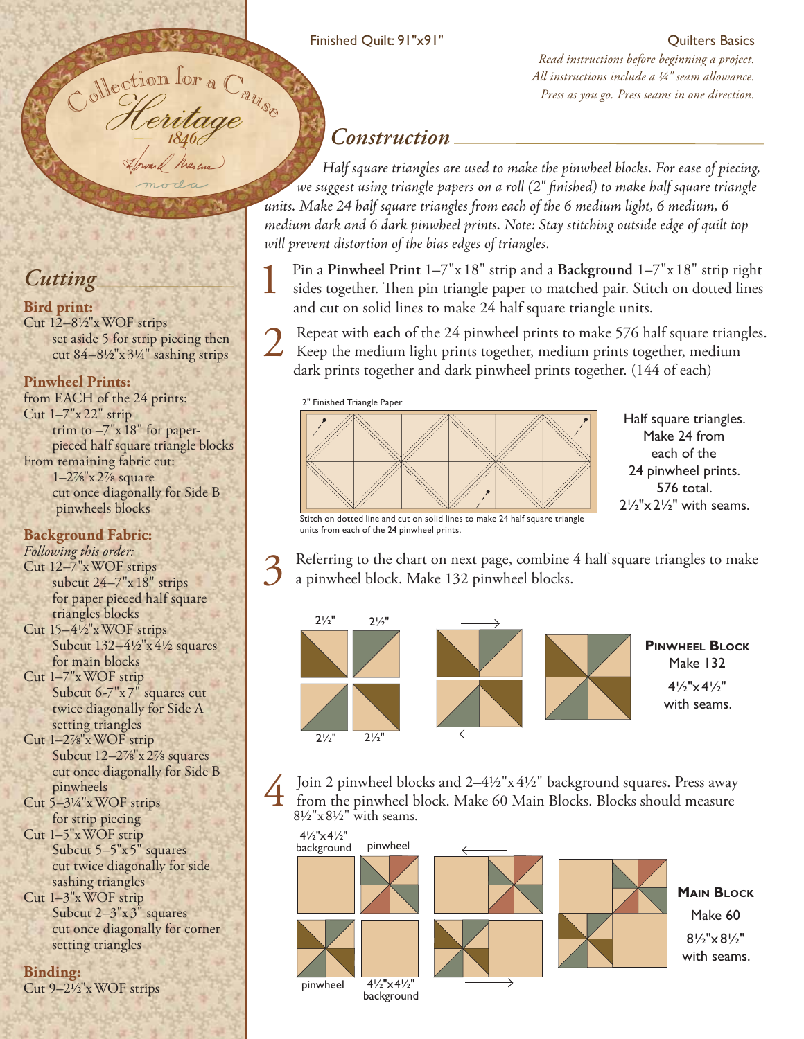Finished Quilt: 91"x91"

Quilters Basics

*Read instructions before beginning a project.*
*All instructions include a ¼" seam allowance.*
*Press as you go. Press seams in one direction.*

Collection for a Cause
Heritage
1846

## Cutting

**Bird print:**
Cut 12–8½"x WOF strips
set aside 5 for strip piecing then cut 84–8½"x 3¼" sashing strips

**Pinwheel Prints:**
from EACH of the 24 prints:
Cut 1–7"x 22" strip
trim to –7"x 18" for paper-pieced half square triangle blocks
From remaining fabric cut:
1–2⅞"x 2⅞ square
cut once diagonally for Side B pinwheels blocks

**Background Fabric:**
*Following this order:*
Cut 12–7"x WOF strips
subcut 24–7"x 18" strips for paper pieced half square triangles blocks
Cut 15–4½"x WOF strips
Subcut 132–4½"x 4½ squares for main blocks
Cut 1–7"x WOF strip
Subcut 6-7"x 7" squares cut twice diagonally for Side A setting triangles
Cut 1–2⅞"x WOF strip
Subcut 12–2⅞"x 2⅞ squares cut once diagonally for Side B pinwheels
Cut 5–3¼"x WOF strips for strip piecing
Cut 1–5"x WOF strip
Subcut 5–5"x 5" squares cut twice diagonally for side sashing triangles
Cut 1–3"x WOF strip
Subcut 2–3"x 3" squares cut once diagonally for corner setting triangles

**Binding:**
Cut 9–2½"x WOF strips

## Construction

*Half square triangles are used to make the pinwheel blocks. For ease of piecing, we suggest using triangle papers on a roll (2" finished) to make half square triangle units. Make 24 half square triangles from each of the 6 medium light, 6 medium, 6 medium dark and 6 dark pinwheel prints. Note: Stay stitching outside edge of quilt top will prevent distortion of the bias edges of triangles.*

1. Pin a **Pinwheel Print** 1–7"x 18" strip and a **Background** 1–7"x 18" strip right sides together. Then pin triangle paper to matched pair. Stitch on dotted lines and cut on solid lines to make 24 half square triangle units.

2. Repeat with **each** of the 24 pinwheel prints to make 576 half square triangles. Keep the medium light prints together, medium prints together, medium dark prints together and dark pinwheel prints together. (144 of each)

2" Finished Triangle Paper

Stitch on dotted line and cut on solid lines to make 24 half square triangle units from each of the 24 pinwheel prints.

Half square triangles. Make 24 from each of the 24 pinwheel prints. 576 total. 2½"x 2½" with seams.

3. Referring to the chart on next page, combine 4 half square triangles to make a pinwheel block. Make 132 pinwheel blocks.

2½" 2½" 2½" 2½"

**Pinwheel Block**
Make 132
4½"x 4½" with seams.

4. Join 2 pinwheel blocks and 2–4½"x 4½" background squares. Press away from the pinwheel block. Make 60 Main Blocks. Blocks should measure 8½"x 8½" with seams.

4½"x 4½" background, pinwheel, pinwheel, 4½"x 4½" background

**Main Block**
Make 60
8½"x 8½" with seams.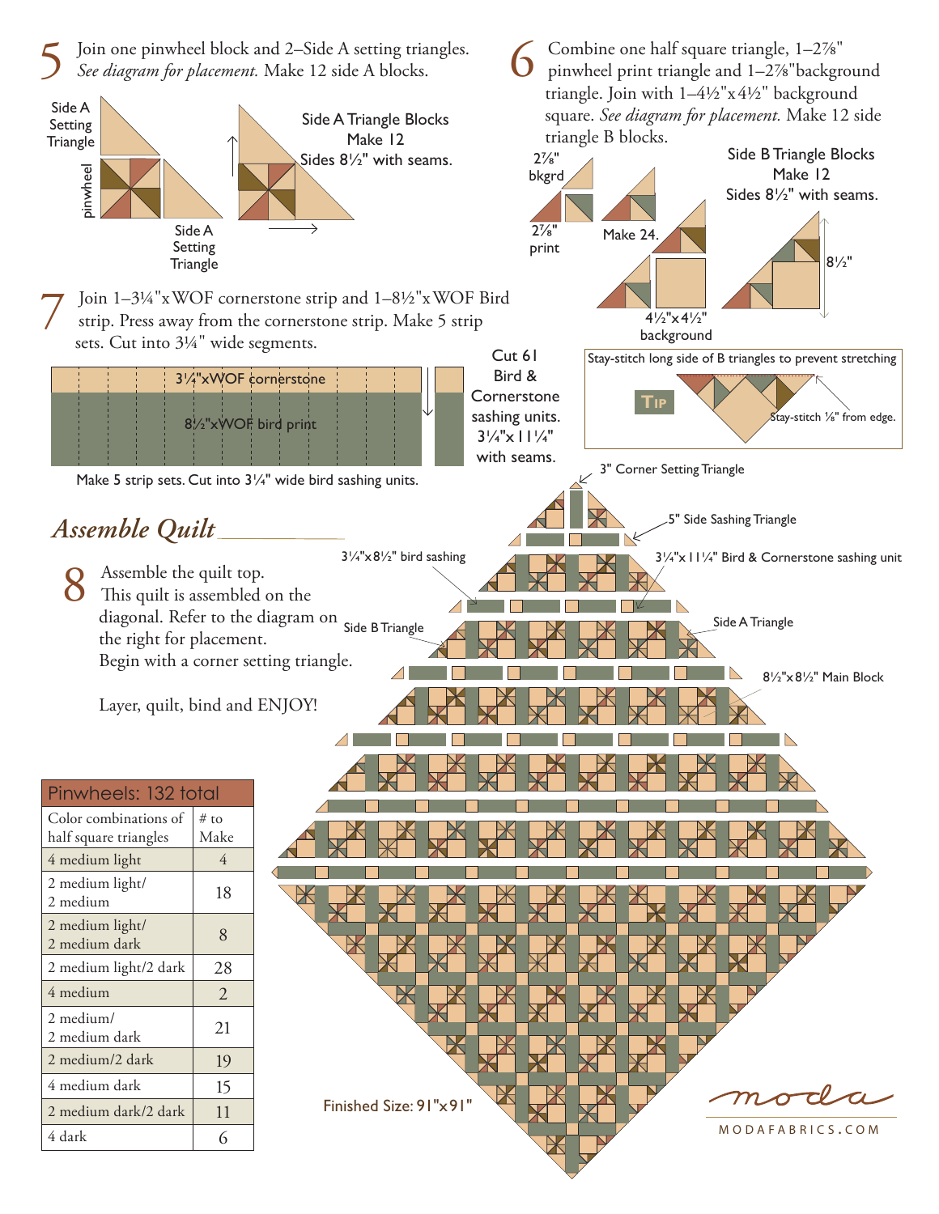5 Join one pinwheel block and 2–Side A setting triangles. *See diagram for placement.* Make 12 side A blocks.

Side A Setting Triangle

pinwheel

Side A Setting Triangle

Side A Triangle Blocks
Make 12
Sides 8½" with seams.

6 Combine one half square triangle, 1–2⅞" pinwheel print triangle and 1–2⅞" background triangle. Join with 1–4½"x4½" background square. *See diagram for placement.* Make 12 side triangle B blocks.

2⅞" bkgrd

2⅞" print

Make 24.

4½"x4½" background

Side B Triangle Blocks
Make 12
Sides 8½" with seams.

8½"

**TIP** Stay-stitch long side of B triangles to prevent stretching

Stay-stitch ⅛" from edge.

7 Join 1–3¼"xWOF cornerstone strip and 1–8½"xWOF Bird strip. Press away from the cornerstone strip. Make 5 strip sets. Cut into 3¼" wide segments.

3¼"xWOF cornerstone

8½"xWOF bird print

Make 5 strip sets. Cut into 3¼" wide bird sashing units.

Cut 61 Bird & Cornerstone sashing units. 3¼"x11¼" with seams.

## *Assemble Quilt*

8 Assemble the quilt top. This quilt is assembled on the diagonal. Refer to the diagram on the right for placement. Begin with a corner setting triangle.

Layer, quilt, bind and ENJOY!

3" Corner Setting Triangle

5" Side Sashing Triangle

3¼"x8½" bird sashing

3¼"x11¼" Bird & Cornerstone sashing unit

Side B Triangle

Side A Triangle

8½"x8½" Main Block

Finished Size: 91"x91"

| Pinwheels: 132 total | |
|---|---|
| Color combinations of half square triangles | # to Make |
| 4 medium light | 4 |
| 2 medium light/ 2 medium | 18 |
| 2 medium light/ 2 medium dark | 8 |
| 2 medium light/2 dark | 28 |
| 4 medium | 2 |
| 2 medium/ 2 medium dark | 21 |
| 2 medium/2 dark | 19 |
| 4 medium dark | 15 |
| 2 medium dark/2 dark | 11 |
| 4 dark | 6 |

moda

MODAFABRICS.COM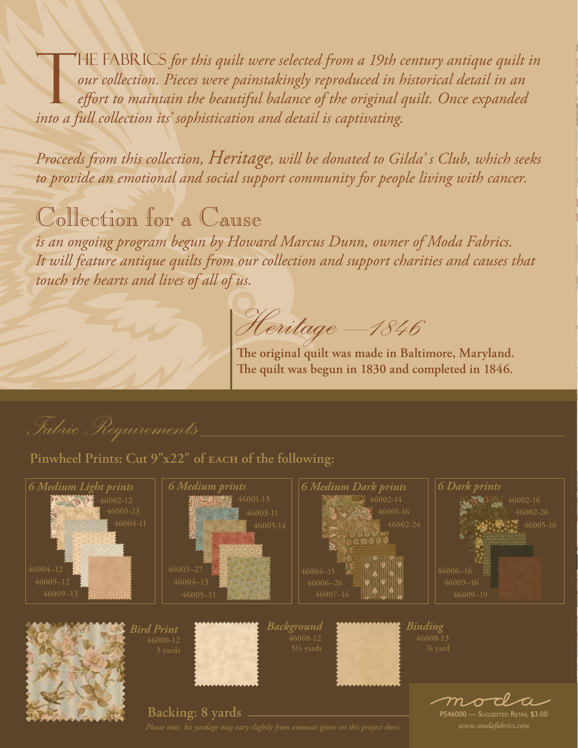THE FABRICS *for this quilt were selected from a 19th century antique quilt in our collection. Pieces were painstakingly reproduced in historical detail in an effort to maintain the beautiful balance of the original quilt. Once expanded into a full collection its' sophistication and detail is captivating.*

*Proceeds from this collection, Heritage, will be donated to Gilda' s Club, which seeks to provide an emotional and social support community for people living with cancer.*

## Collection for a Cause

*is an ongoing program begun by Howard Marcus Dunn, owner of Moda Fabrics. It will feature antique quilts from our collection and support charities and causes that touch the hearts and lives of all of us.*

### *Heritage —1846*

**The original quilt was made in Baltimore, Maryland. The quilt was begun in 1830 and completed in 1846.**

## *Fabric Requirements*

**Pinwheel Prints: Cut 9"x22" of EACH of the following:**

*6 Medium Light prints*
- 46002-12
- 46003-23
- 46004-11
- 46004–12
- 46009–12
- 46009–13

*6 Medium prints*
- 46001-13
- 46003-11
- 46003-14
- 46003–27
- 46004–13
- 46005–11

*6 Medium Dark prints*
- 46002-14
- 46001-16
- 46002-24
- 46004–15
- 46006–26
- 46007–16

*6 Dark prints*
- 46002-16
- 46002-26
- 46005-16
- 46006–16
- 46009–16
- 46009–19

*Bird Print*
46000-12
3 yards

*Background*
46008-12
5½ yards

*Binding*
46008-13
⅞ yard

**Backing: 8 yards**

*Please note, kit yardage may vary slightly from amounts given on this project sheet.*

moda

PS46000 — SUGGESTED RETAIL $3.00

*www.modafabrics.com*